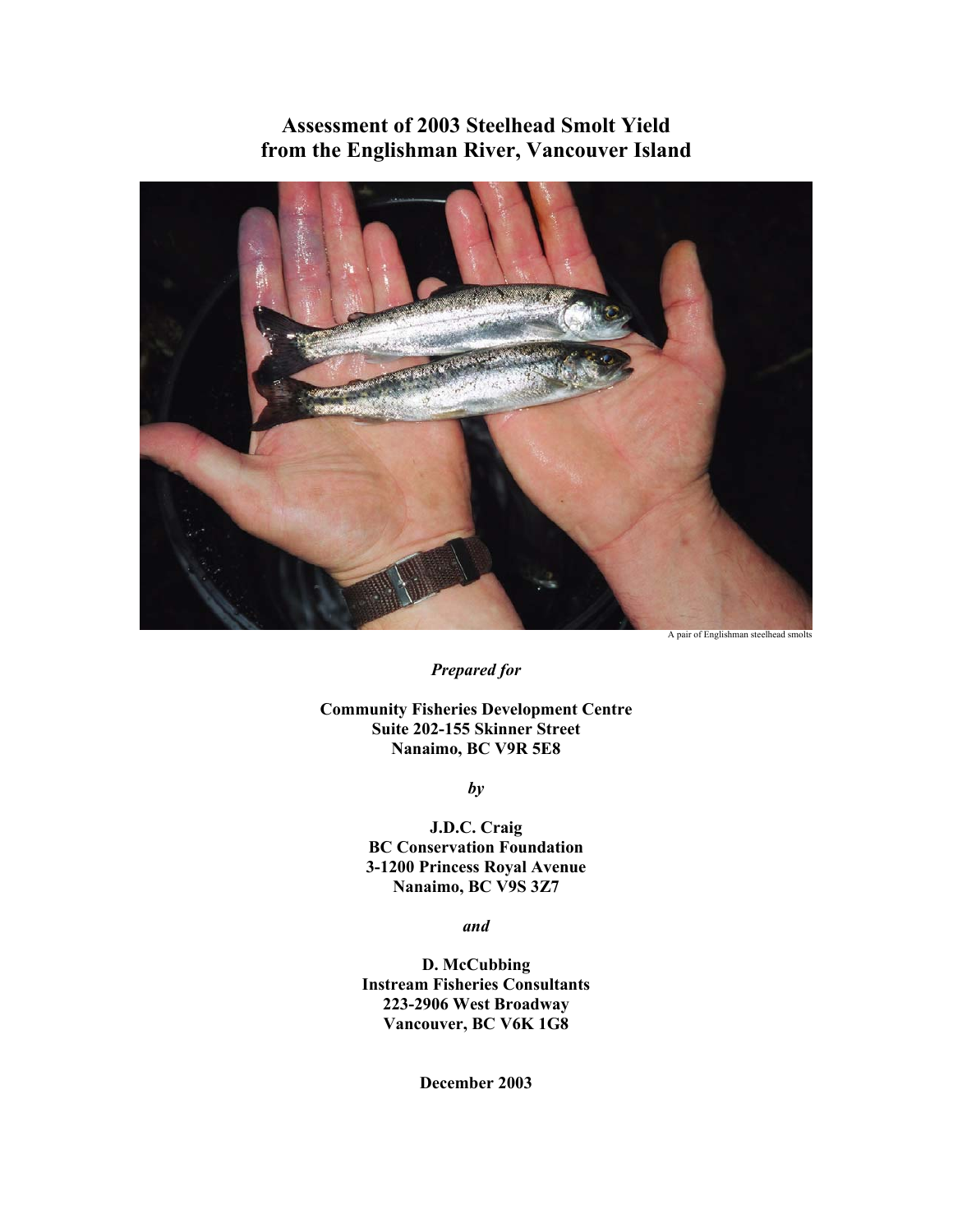# Assessment of 2003 Steelhead Smolt Yield from the Englishman River, Vancouver Island

A pair of Englishman steelhead smolts

***Prepared for***

**Community Fisheries Development Centre**
**Suite 202-155 Skinner Street**
**Nanaimo, BC V9R 5E8**

***by***

**J.D.C. Craig**
**BC Conservation Foundation**
**3-1200 Princess Royal Avenue**
**Nanaimo, BC V9S 3Z7**

***and***

**D. McCubbing**
**Instream Fisheries Consultants**
**223-2906 West Broadway**
**Vancouver, BC V6K 1G8**

**December 2003**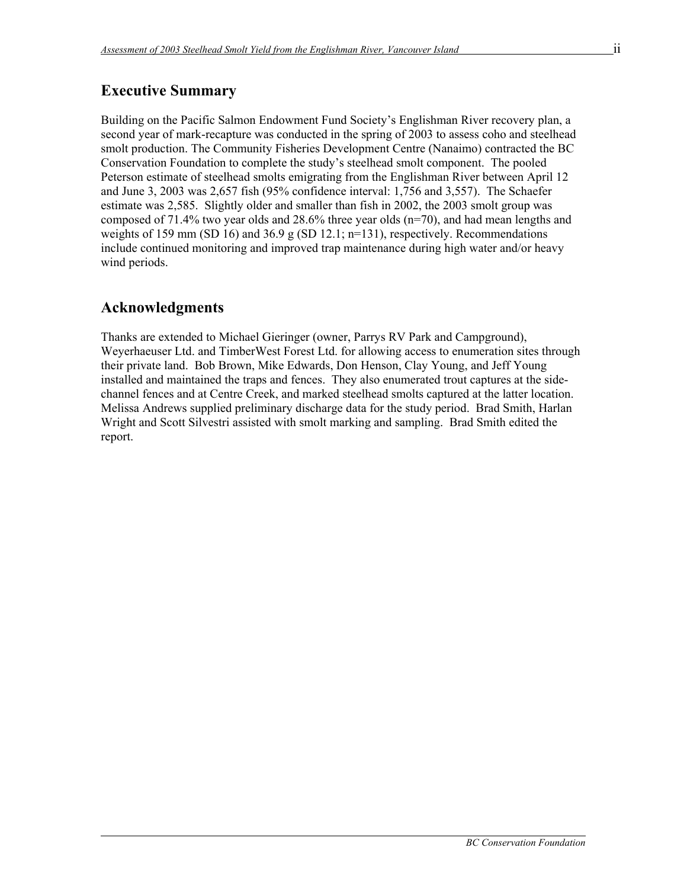## Executive Summary

Building on the Pacific Salmon Endowment Fund Society's Englishman River recovery plan, a second year of mark-recapture was conducted in the spring of 2003 to assess coho and steelhead smolt production. The Community Fisheries Development Centre (Nanaimo) contracted the BC Conservation Foundation to complete the study's steelhead smolt component. The pooled Peterson estimate of steelhead smolts emigrating from the Englishman River between April 12 and June 3, 2003 was 2,657 fish (95% confidence interval: 1,756 and 3,557). The Schaefer estimate was 2,585. Slightly older and smaller than fish in 2002, the 2003 smolt group was composed of 71.4% two year olds and 28.6% three year olds (n=70), and had mean lengths and weights of 159 mm (SD 16) and 36.9 g (SD 12.1; n=131), respectively. Recommendations include continued monitoring and improved trap maintenance during high water and/or heavy wind periods.

## Acknowledgments

Thanks are extended to Michael Gieringer (owner, Parrys RV Park and Campground), Weyerhaeuser Ltd. and TimberWest Forest Ltd. for allowing access to enumeration sites through their private land. Bob Brown, Mike Edwards, Don Henson, Clay Young, and Jeff Young installed and maintained the traps and fences. They also enumerated trout captures at the side-channel fences and at Centre Creek, and marked steelhead smolts captured at the latter location. Melissa Andrews supplied preliminary discharge data for the study period. Brad Smith, Harlan Wright and Scott Silvestri assisted with smolt marking and sampling. Brad Smith edited the report.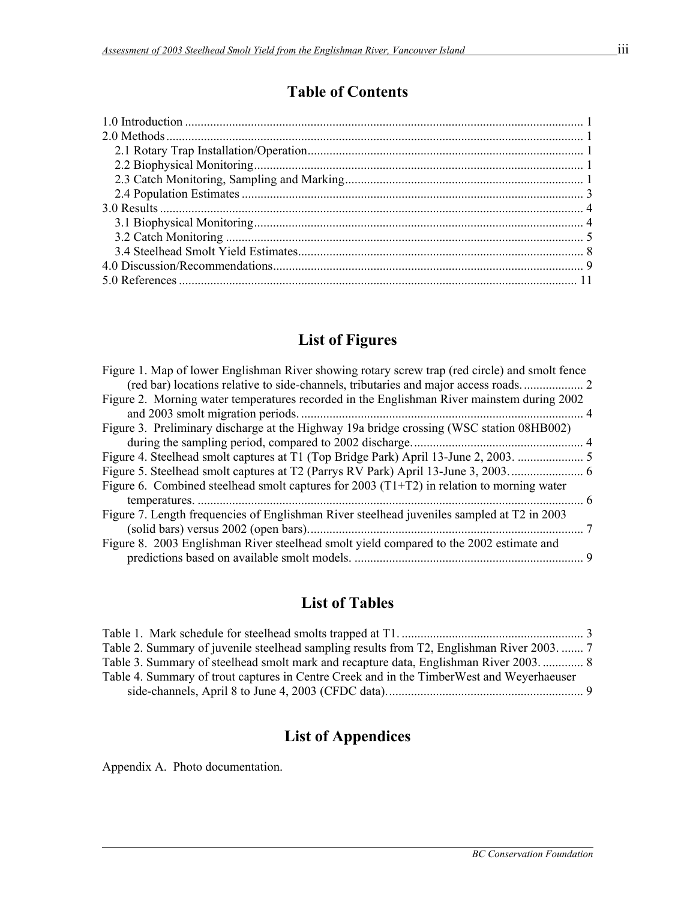# Table of Contents

1.0 Introduction .............................................................................................................................. 1
2.0 Methods .................................................................................................................................... 1
2.1 Rotary Trap Installation/Operation ........................................................................................ 1
2.2 Biophysical Monitoring ......................................................................................................... 1
2.3 Catch Monitoring, Sampling and Marking ............................................................................ 1
2.4 Population Estimates ............................................................................................................ 3
3.0 Results ...................................................................................................................................... 4
3.1 Biophysical Monitoring ......................................................................................................... 4
3.2 Catch Monitoring .................................................................................................................. 5
3.4 Steelhead Smolt Yield Estimates ........................................................................................... 8
4.0 Discussion/Recommendations .................................................................................................. 9
5.0 References .............................................................................................................................. 11

# List of Figures

Figure 1. Map of lower Englishman River showing rotary screw trap (red circle) and smolt fence (red bar) locations relative to side-channels, tributaries and major access roads. .................. 2
Figure 2. Morning water temperatures recorded in the Englishman River mainstem during 2002 and 2003 smolt migration periods. ......................................................................................... 4
Figure 3. Preliminary discharge at the Highway 19a bridge crossing (WSC station 08HB002) during the sampling period, compared to 2002 discharge. ...................................................... 4
Figure 4. Steelhead smolt captures at T1 (Top Bridge Park) April 13-June 2, 2003. ..................... 5
Figure 5. Steelhead smolt captures at T2 (Parrys RV Park) April 13-June 3, 2003. ....................... 6
Figure 6. Combined steelhead smolt captures for 2003 (T1+T2) in relation to morning water temperatures. .......................................................................................................................... 6
Figure 7. Length frequencies of Englishman River steelhead juveniles sampled at T2 in 2003 (solid bars) versus 2002 (open bars). ...................................................................................... 7
Figure 8. 2003 Englishman River steelhead smolt yield compared to the 2002 estimate and predictions based on available smolt models. ......................................................................... 9

# List of Tables

Table 1. Mark schedule for steelhead smolts trapped at T1. .......................................................... 3
Table 2. Summary of juvenile steelhead sampling results from T2, Englishman River 2003. ....... 7
Table 3. Summary of steelhead smolt mark and recapture data, Englishman River 2003. ............. 8
Table 4. Summary of trout captures in Centre Creek and in the TimberWest and Weyerhaeuser side-channels, April 8 to June 4, 2003 (CFDC data). ............................................................. 9

# List of Appendices

Appendix A. Photo documentation.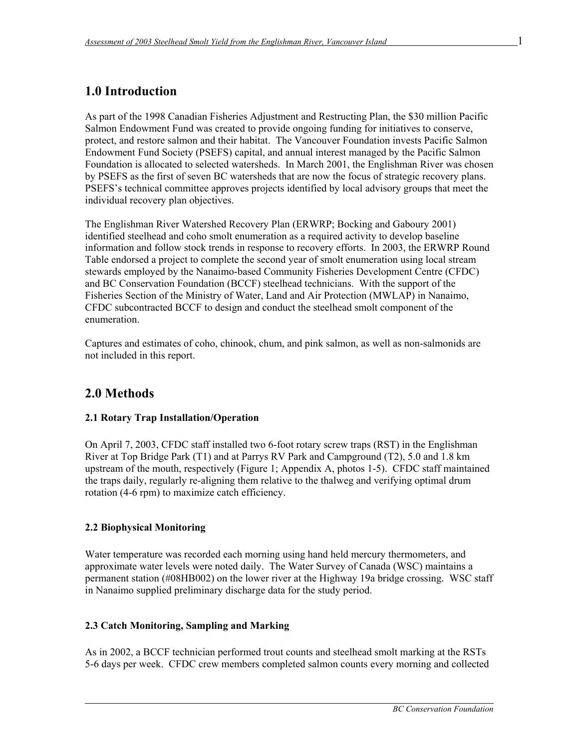## 1.0 Introduction

As part of the 1998 Canadian Fisheries Adjustment and Restructing Plan, the $30 million Pacific Salmon Endowment Fund was created to provide ongoing funding for initiatives to conserve, protect, and restore salmon and their habitat. The Vancouver Foundation invests Pacific Salmon Endowment Fund Society (PSEFS) capital, and annual interest managed by the Pacific Salmon Foundation is allocated to selected watersheds. In March 2001, the Englishman River was chosen by PSEFS as the first of seven BC watersheds that are now the focus of strategic recovery plans. PSEFS's technical committee approves projects identified by local advisory groups that meet the individual recovery plan objectives.

The Englishman River Watershed Recovery Plan (ERWRP; Bocking and Gaboury 2001) identified steelhead and coho smolt enumeration as a required activity to develop baseline information and follow stock trends in response to recovery efforts. In 2003, the ERWRP Round Table endorsed a project to complete the second year of smolt enumeration using local stream stewards employed by the Nanaimo-based Community Fisheries Development Centre (CFDC) and BC Conservation Foundation (BCCF) steelhead technicians. With the support of the Fisheries Section of the Ministry of Water, Land and Air Protection (MWLAP) in Nanaimo, CFDC subcontracted BCCF to design and conduct the steelhead smolt component of the enumeration.

Captures and estimates of coho, chinook, chum, and pink salmon, as well as non-salmonids are not included in this report.

## 2.0 Methods

### 2.1 Rotary Trap Installation/Operation

On April 7, 2003, CFDC staff installed two 6-foot rotary screw traps (RST) in the Englishman River at Top Bridge Park (T1) and at Parrys RV Park and Campground (T2), 5.0 and 1.8 km upstream of the mouth, respectively (Figure 1; Appendix A, photos 1-5). CFDC staff maintained the traps daily, regularly re-aligning them relative to the thalweg and verifying optimal drum rotation (4-6 rpm) to maximize catch efficiency.

### 2.2 Biophysical Monitoring

Water temperature was recorded each morning using hand held mercury thermometers, and approximate water levels were noted daily. The Water Survey of Canada (WSC) maintains a permanent station (#08HB002) on the lower river at the Highway 19a bridge crossing. WSC staff in Nanaimo supplied preliminary discharge data for the study period.

### 2.3 Catch Monitoring, Sampling and Marking

As in 2002, a BCCF technician performed trout counts and steelhead smolt marking at the RSTs 5-6 days per week. CFDC crew members completed salmon counts every morning and collected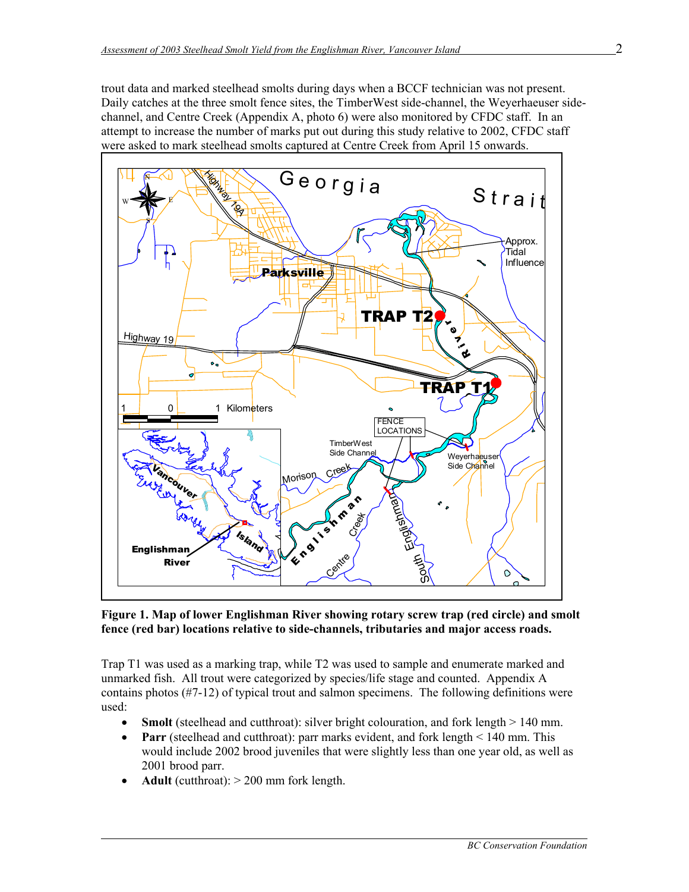trout data and marked steelhead smolts during days when a BCCF technician was not present. Daily catches at the three smolt fence sites, the TimberWest side-channel, the Weyerhaeuser side-channel, and Centre Creek (Appendix A, photo 6) were also monitored by CFDC staff. In an attempt to increase the number of marks put out during this study relative to 2002, CFDC staff were asked to mark steelhead smolts captured at Centre Creek from April 15 onwards.

**Figure 1. Map of lower Englishman River showing rotary screw trap (red circle) and smolt fence (red bar) locations relative to side-channels, tributaries and major access roads.**

Trap T1 was used as a marking trap, while T2 was used to sample and enumerate marked and unmarked fish. All trout were categorized by species/life stage and counted. Appendix A contains photos (#7-12) of typical trout and salmon specimens. The following definitions were used:

- **Smolt** (steelhead and cutthroat): silver bright colouration, and fork length > 140 mm.
- **Parr** (steelhead and cutthroat): parr marks evident, and fork length < 140 mm. This would include 2002 brood juveniles that were slightly less than one year old, as well as 2001 brood parr.
- **Adult** (cutthroat): > 200 mm fork length.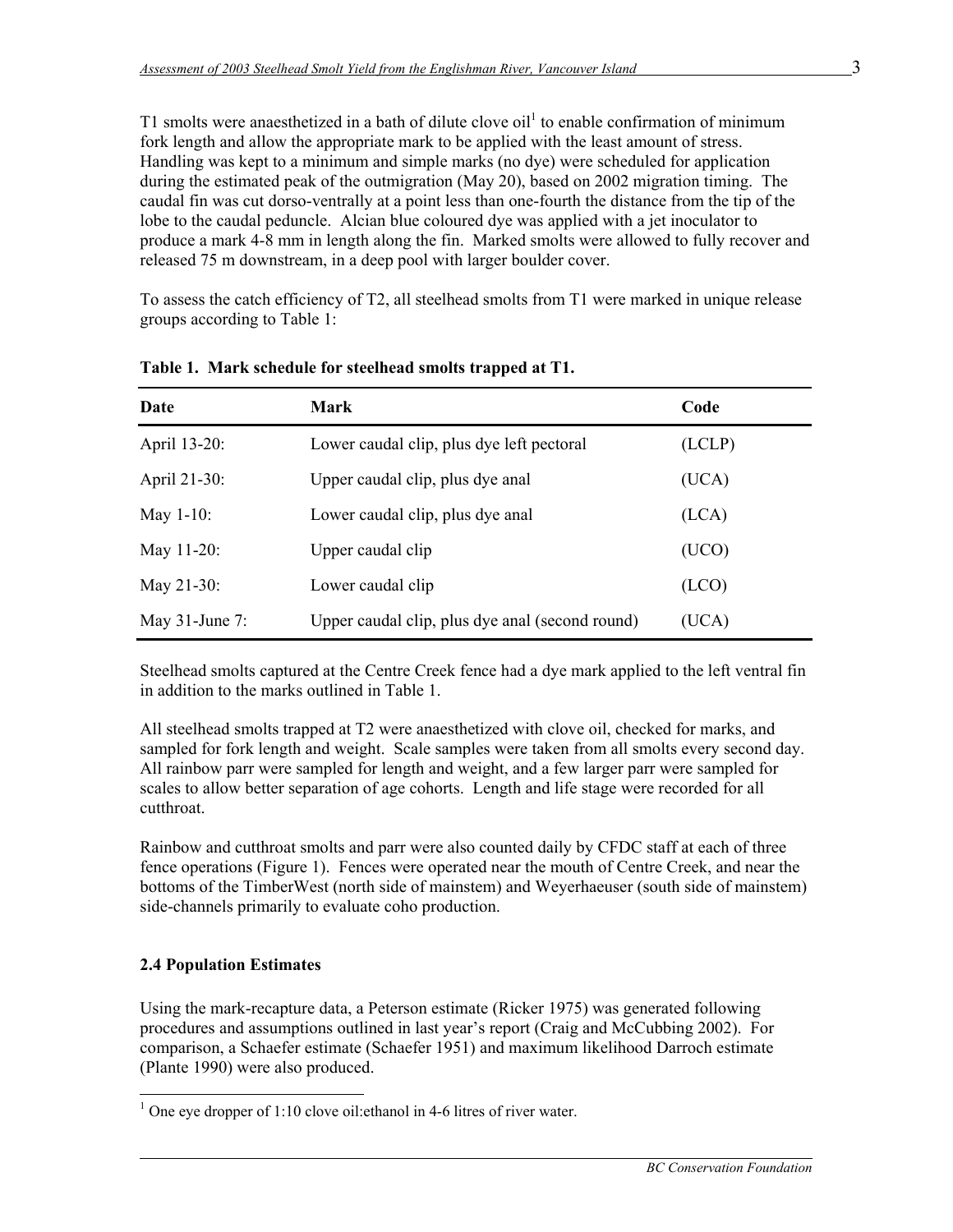T1 smolts were anaesthetized in a bath of dilute clove oil[1] to enable confirmation of minimum fork length and allow the appropriate mark to be applied with the least amount of stress. Handling was kept to a minimum and simple marks (no dye) were scheduled for application during the estimated peak of the outmigration (May 20), based on 2002 migration timing. The caudal fin was cut dorso-ventrally at a point less than one-fourth the distance from the tip of the lobe to the caudal peduncle. Alcian blue coloured dye was applied with a jet inoculator to produce a mark 4-8 mm in length along the fin. Marked smolts were allowed to fully recover and released 75 m downstream, in a deep pool with larger boulder cover.

To assess the catch efficiency of T2, all steelhead smolts from T1 were marked in unique release groups according to Table 1:

**Table 1. Mark schedule for steelhead smolts trapped at T1.**

| Date | Mark | Code |
|---|---|---|
| April 13-20: | Lower caudal clip, plus dye left pectoral | (LCLP) |
| April 21-30: | Upper caudal clip, plus dye anal | (UCA) |
| May 1-10: | Lower caudal clip, plus dye anal | (LCA) |
| May 11-20: | Upper caudal clip | (UCO) |
| May 21-30: | Lower caudal clip | (LCO) |
| May 31-June 7: | Upper caudal clip, plus dye anal (second round) | (UCA) |

Steelhead smolts captured at the Centre Creek fence had a dye mark applied to the left ventral fin in addition to the marks outlined in Table 1.

All steelhead smolts trapped at T2 were anaesthetized with clove oil, checked for marks, and sampled for fork length and weight. Scale samples were taken from all smolts every second day. All rainbow parr were sampled for length and weight, and a few larger parr were sampled for scales to allow better separation of age cohorts. Length and life stage were recorded for all cutthroat.

Rainbow and cutthroat smolts and parr were also counted daily by CFDC staff at each of three fence operations (Figure 1). Fences were operated near the mouth of Centre Creek, and near the bottoms of the TimberWest (north side of mainstem) and Weyerhaeuser (south side of mainstem) side-channels primarily to evaluate coho production.

### 2.4 Population Estimates

Using the mark-recapture data, a Peterson estimate (Ricker 1975) was generated following procedures and assumptions outlined in last year's report (Craig and McCubbing 2002). For comparison, a Schaefer estimate (Schaefer 1951) and maximum likelihood Darroch estimate (Plante 1990) were also produced.

[1] One eye dropper of 1:10 clove oil:ethanol in 4-6 litres of river water.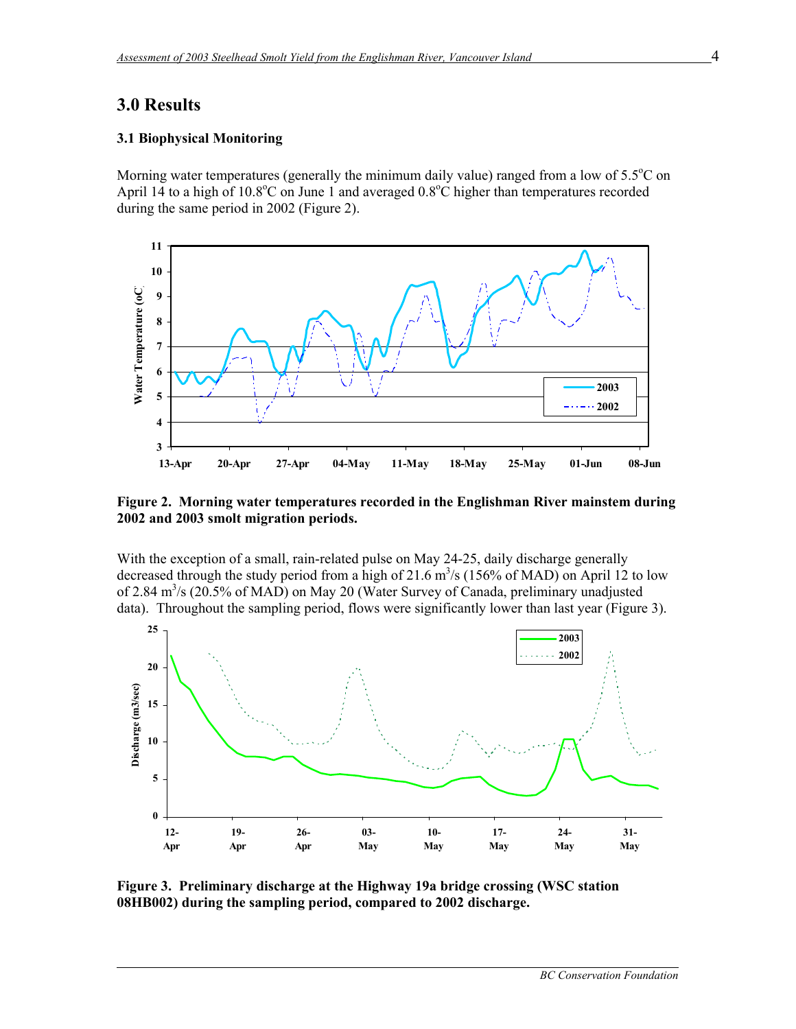# 3.0 Results

### 3.1 Biophysical Monitoring

Morning water temperatures (generally the minimum daily value) ranged from a low of 5.5°C on April 14 to a high of 10.8°C on June 1 and averaged 0.8°C higher than temperatures recorded during the same period in 2002 (Figure 2).

**Figure 2. Morning water temperatures recorded in the Englishman River mainstem during 2002 and 2003 smolt migration periods.**

With the exception of a small, rain-related pulse on May 24-25, daily discharge generally decreased through the study period from a high of 21.6 $m^3/s$ (156% of MAD) on April 12 to low of 2.84 $m^3/s$ (20.5% of MAD) on May 20 (Water Survey of Canada, preliminary unadjusted data). Throughout the sampling period, flows were significantly lower than last year (Figure 3).

**Figure 3. Preliminary discharge at the Highway 19a bridge crossing (WSC station 08HB002) during the sampling period, compared to 2002 discharge.**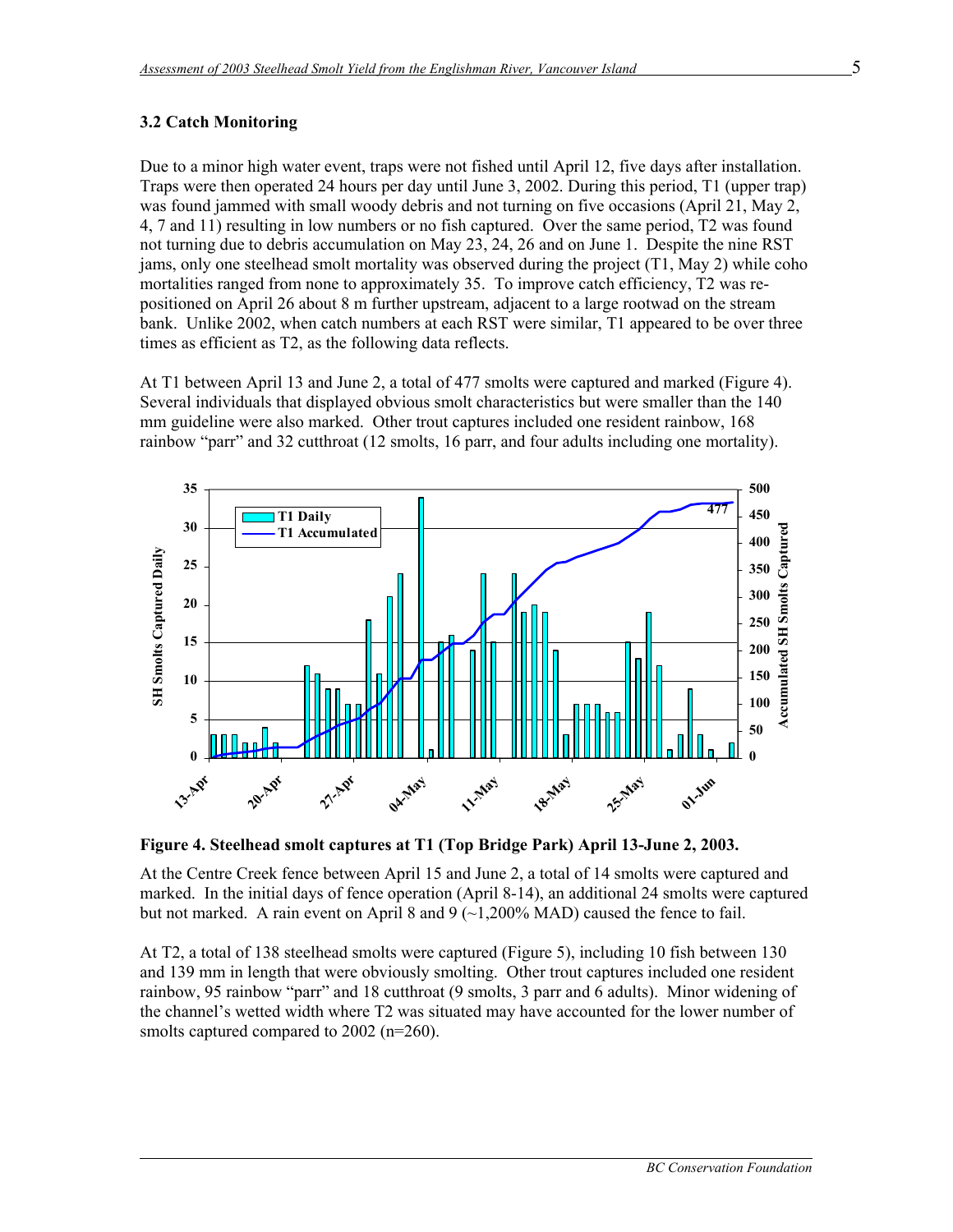### 3.2 Catch Monitoring

Due to a minor high water event, traps were not fished until April 12, five days after installation. Traps were then operated 24 hours per day until June 3, 2002. During this period, T1 (upper trap) was found jammed with small woody debris and not turning on five occasions (April 21, May 2, 4, 7 and 11) resulting in low numbers or no fish captured. Over the same period, T2 was found not turning due to debris accumulation on May 23, 24, 26 and on June 1. Despite the nine RST jams, only one steelhead smolt mortality was observed during the project (T1, May 2) while coho mortalities ranged from none to approximately 35. To improve catch efficiency, T2 was re-positioned on April 26 about 8 m further upstream, adjacent to a large rootwad on the stream bank. Unlike 2002, when catch numbers at each RST were similar, T1 appeared to be over three times as efficient as T2, as the following data reflects.

At T1 between April 13 and June 2, a total of 477 smolts were captured and marked (Figure 4). Several individuals that displayed obvious smolt characteristics but were smaller than the 140 mm guideline were also marked. Other trout captures included one resident rainbow, 168 rainbow "parr" and 32 cutthroat (12 smolts, 16 parr, and four adults including one mortality).

**Figure 4. Steelhead smolt captures at T1 (Top Bridge Park) April 13-June 2, 2003.**

At the Centre Creek fence between April 15 and June 2, a total of 14 smolts were captured and marked. In the initial days of fence operation (April 8-14), an additional 24 smolts were captured but not marked. A rain event on April 8 and 9 (~1,200% MAD) caused the fence to fail.

At T2, a total of 138 steelhead smolts were captured (Figure 5), including 10 fish between 130 and 139 mm in length that were obviously smolting. Other trout captures included one resident rainbow, 95 rainbow "parr" and 18 cutthroat (9 smolts, 3 parr and 6 adults). Minor widening of the channel's wetted width where T2 was situated may have accounted for the lower number of smolts captured compared to 2002 (n=260).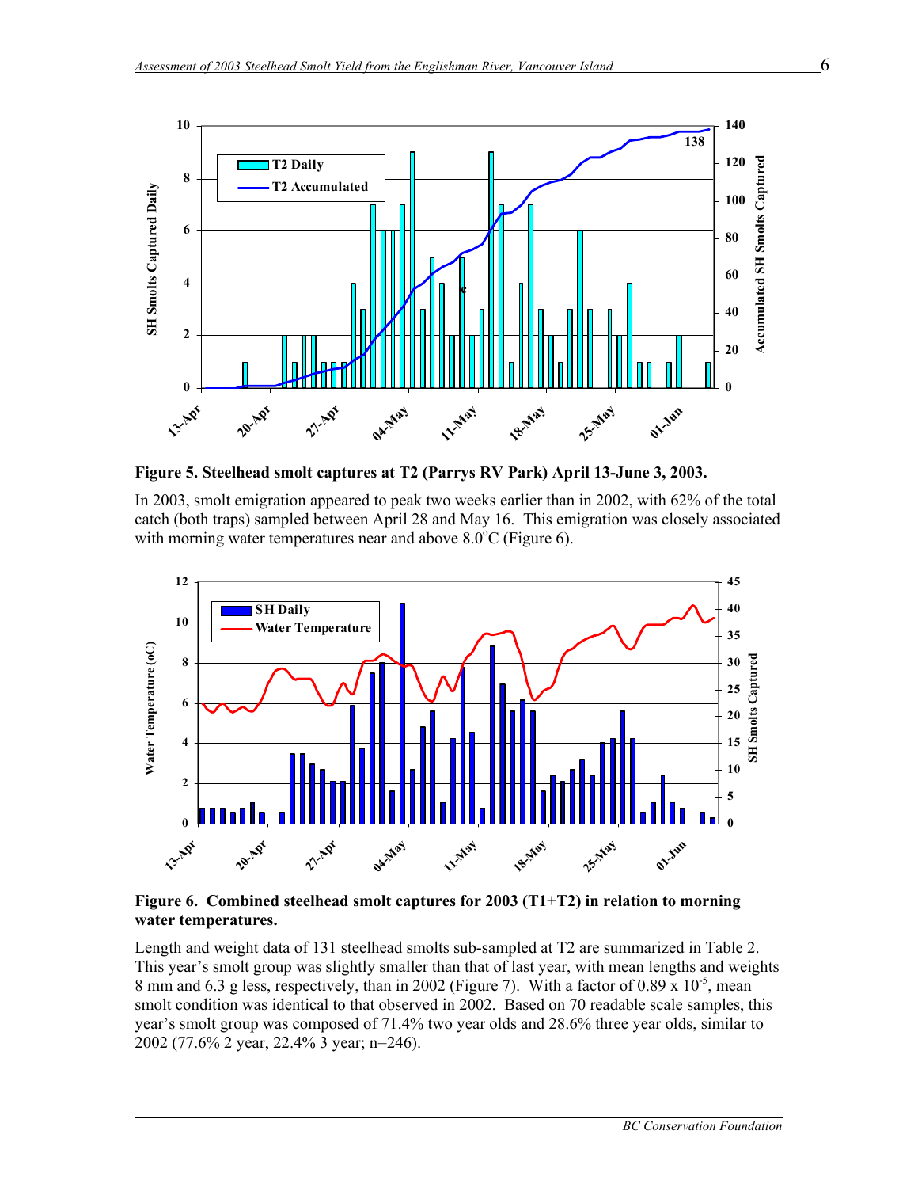**Figure 5. Steelhead smolt captures at T2 (Parrys RV Park) April 13-June 3, 2003.**

In 2003, smolt emigration appeared to peak two weeks earlier than in 2002, with 62% of the total catch (both traps) sampled between April 28 and May 16. This emigration was closely associated with morning water temperatures near and above 8.0°C (Figure 6).

**Figure 6. Combined steelhead smolt captures for 2003 (T1+T2) in relation to morning water temperatures.**

Length and weight data of 131 steelhead smolts sub-sampled at T2 are summarized in Table 2. This year's smolt group was slightly smaller than that of last year, with mean lengths and weights 8 mm and 6.3 g less, respectively, than in 2002 (Figure 7). With a factor of $0.89 \times 10^{-5}$, mean smolt condition was identical to that observed in 2002. Based on 70 readable scale samples, this year's smolt group was composed of 71.4% two year olds and 28.6% three year olds, similar to 2002 (77.6% 2 year, 22.4% 3 year; n=246).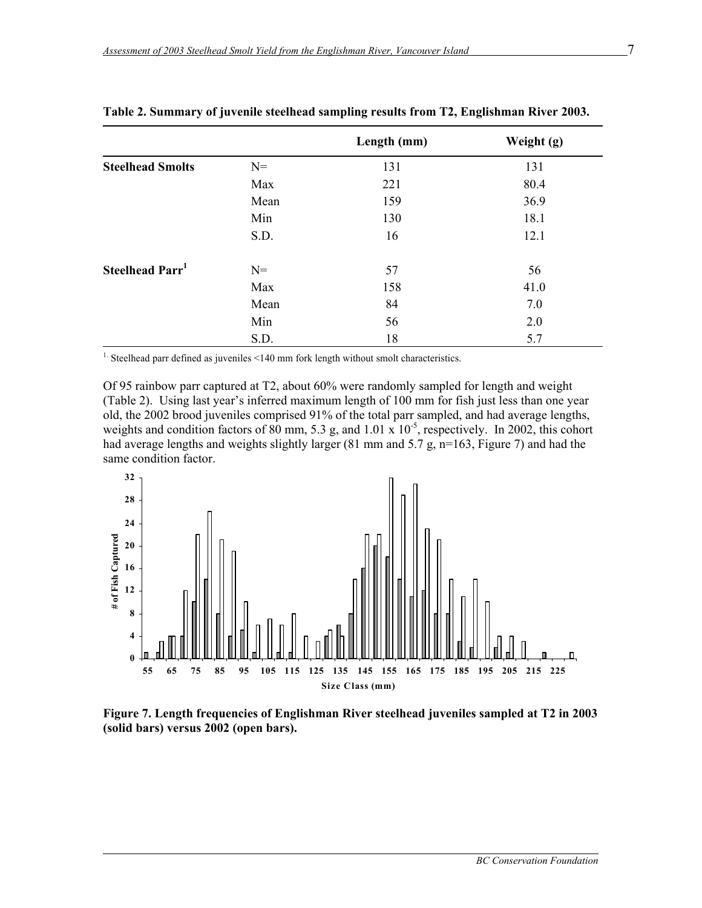**Table 2. Summary of juvenile steelhead sampling results from T2, Englishman River 2003.**

| | | Length (mm) | Weight (g) |
|---|---|---|---|
| **Steelhead Smolts** | N= | 131 | 131 |
| | Max | 221 | 80.4 |
| | Mean | 159 | 36.9 |
| | Min | 130 | 18.1 |
| | S.D. | 16 | 12.1 |
| **Steelhead Parr[1]** | N= | 57 | 56 |
| | Max | 158 | 41.0 |
| | Mean | 84 | 7.0 |
| | Min | 56 | 2.0 |
| | S.D. | 18 | 5.7 |

[1.] Steelhead parr defined as juveniles <140 mm fork length without smolt characteristics.

Of 95 rainbow parr captured at T2, about 60% were randomly sampled for length and weight (Table 2). Using last year's inferred maximum length of 100 mm for fish just less than one year old, the 2002 brood juveniles comprised 91% of the total parr sampled, and had average lengths, weights and condition factors of 80 mm, 5.3 g, and $1.01 \times 10^{-5}$, respectively. In 2002, this cohort had average lengths and weights slightly larger (81 mm and 5.7 g, n=163, Figure 7) and had the same condition factor.

**Figure 7. Length frequencies of Englishman River steelhead juveniles sampled at T2 in 2003 (solid bars) versus 2002 (open bars).**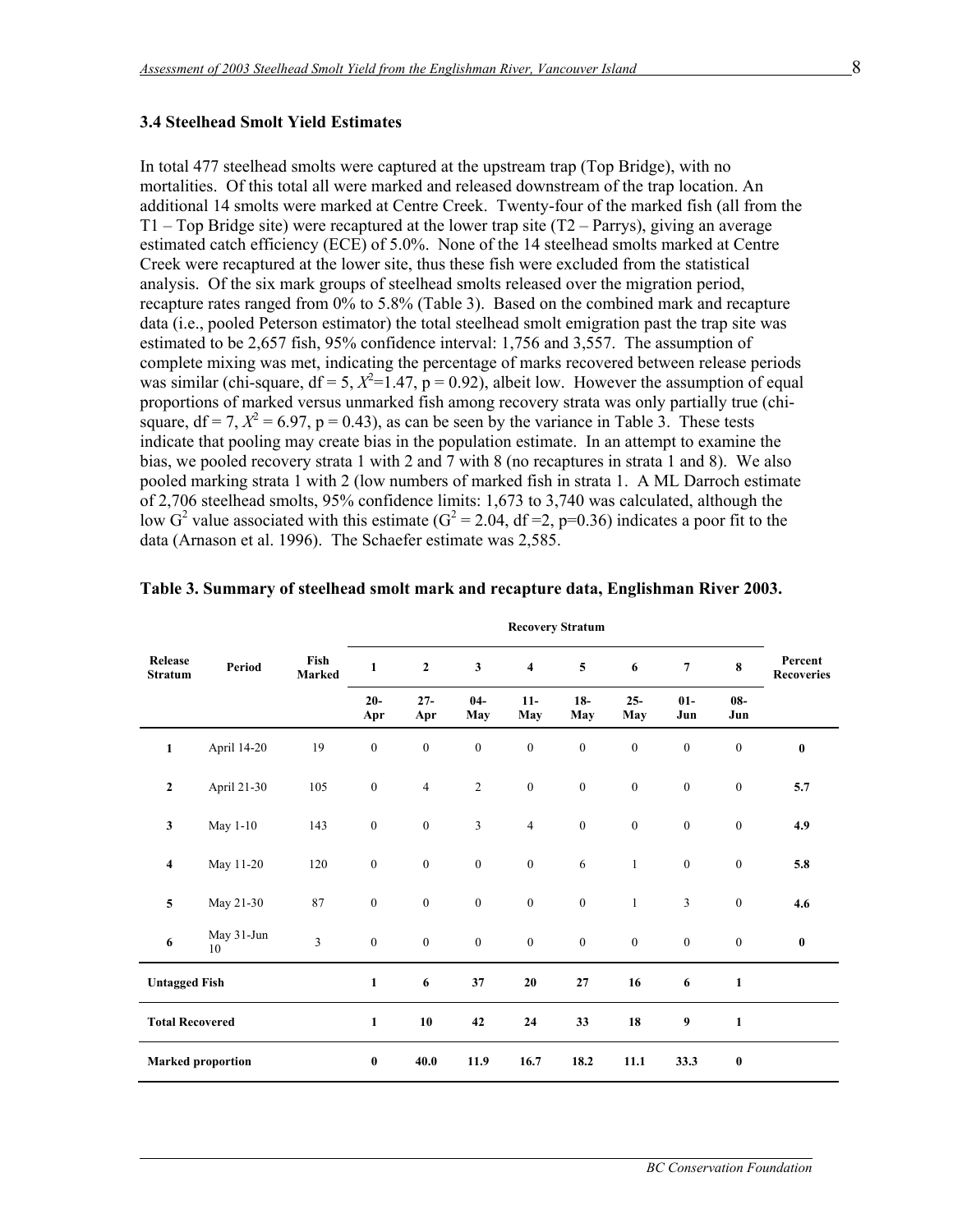### 3.4 Steelhead Smolt Yield Estimates

In total 477 steelhead smolts were captured at the upstream trap (Top Bridge), with no mortalities. Of this total all were marked and released downstream of the trap location. An additional 14 smolts were marked at Centre Creek. Twenty-four of the marked fish (all from the T1 – Top Bridge site) were recaptured at the lower trap site (T2 – Parrys), giving an average estimated catch efficiency (ECE) of 5.0%. None of the 14 steelhead smolts marked at Centre Creek were recaptured at the lower site, thus these fish were excluded from the statistical analysis. Of the six mark groups of steelhead smolts released over the migration period, recapture rates ranged from 0% to 5.8% (Table 3). Based on the combined mark and recapture data (i.e., pooled Peterson estimator) the total steelhead smolt emigration past the trap site was estimated to be 2,657 fish, 95% confidence interval: 1,756 and 3,557. The assumption of complete mixing was met, indicating the percentage of marks recovered between release periods was similar (chi-square, df = 5, $X^2$=1.47, p = 0.92), albeit low. However the assumption of equal proportions of marked versus unmarked fish among recovery strata was only partially true (chi-square, df = 7, $X^2$ = 6.97, p = 0.43), as can be seen by the variance in Table 3. These tests indicate that pooling may create bias in the population estimate. In an attempt to examine the bias, we pooled recovery strata 1 with 2 and 7 with 8 (no recaptures in strata 1 and 8). We also pooled marking strata 1 with 2 (low numbers of marked fish in strata 1. A ML Darroch estimate of 2,706 steelhead smolts, 95% confidence limits: 1,673 to 3,740 was calculated, although the low $G^2$ value associated with this estimate ($G^2$ = 2.04, df =2, p=0.36) indicates a poor fit to the data (Arnason et al. 1996). The Schaefer estimate was 2,585.

**Table 3. Summary of steelhead smolt mark and recapture data, Englishman River 2003.**

| Release Stratum | Period | Fish Marked | Recovery Stratum | | | | | | | | Percent Recoveries |
|---|---|---|---|---|---|---|---|---|---|---|---|
| | | | 1 | 2 | 3 | 4 | 5 | 6 | 7 | 8 | |
| | | | 20-Apr | 27-Apr | 04-May | 11-May | 18-May | 25-May | 01-Jun | 08-Jun | |
| 1 | April 14-20 | 19 | 0 | 0 | 0 | 0 | 0 | 0 | 0 | 0 | **0** |
| 2 | April 21-30 | 105 | 0 | 4 | 2 | 0 | 0 | 0 | 0 | 0 | **5.7** |
| 3 | May 1-10 | 143 | 0 | 0 | 3 | 4 | 0 | 0 | 0 | 0 | **4.9** |
| 4 | May 11-20 | 120 | 0 | 0 | 0 | 0 | 6 | 1 | 0 | 0 | **5.8** |
| 5 | May 21-30 | 87 | 0 | 0 | 0 | 0 | 0 | 1 | 3 | 0 | **4.6** |
| 6 | May 31-Jun 10 | 3 | 0 | 0 | 0 | 0 | 0 | 0 | 0 | 0 | **0** |
| **Untagged Fish** | | | **1** | **6** | **37** | **20** | **27** | **16** | **6** | **1** | |
| **Total Recovered** | | | **1** | **10** | **42** | **24** | **33** | **18** | **9** | **1** | |
| **Marked proportion** | | | **0** | **40.0** | **11.9** | **16.7** | **18.2** | **11.1** | **33.3** | **0** | |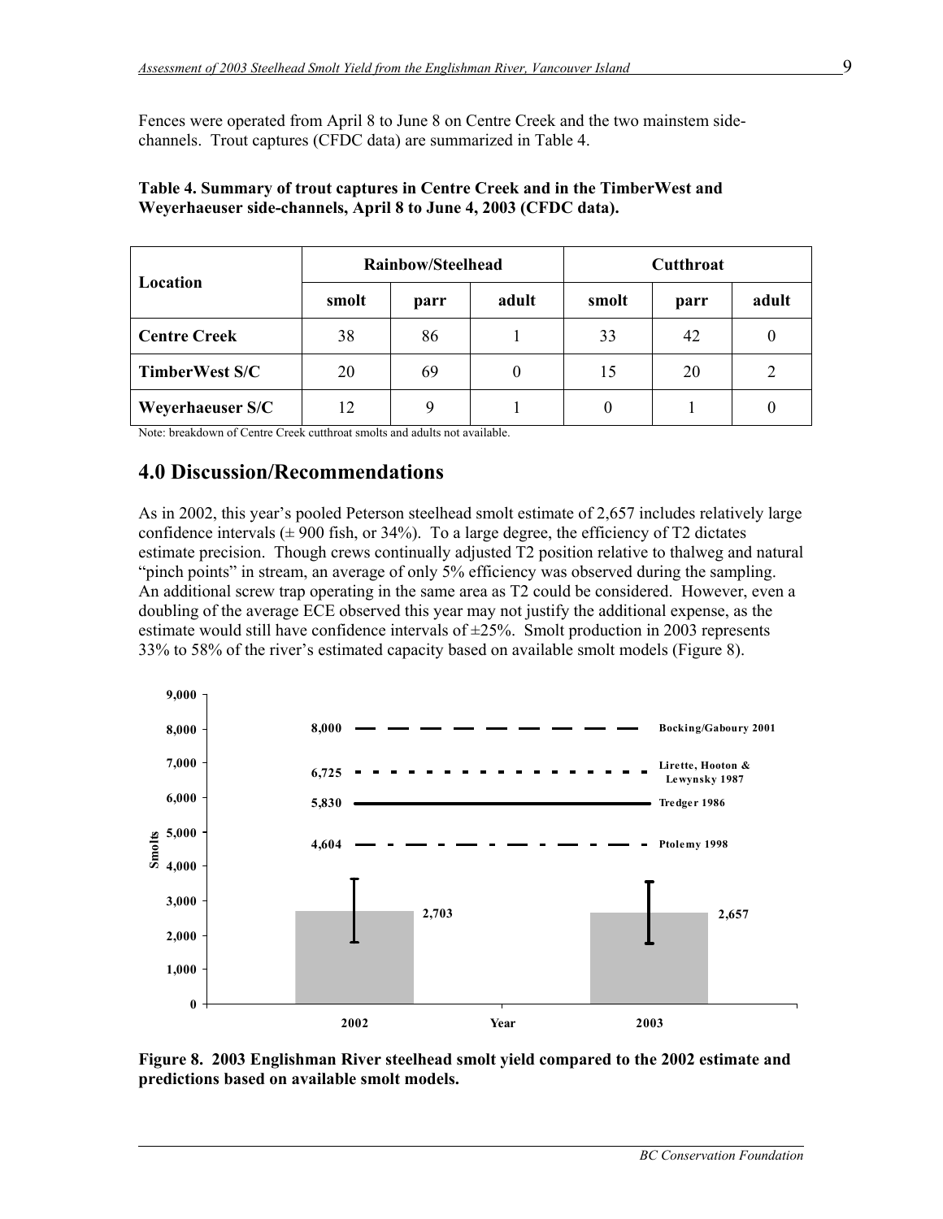Fences were operated from April 8 to June 8 on Centre Creek and the two mainstem side-channels. Trout captures (CFDC data) are summarized in Table 4.

**Table 4. Summary of trout captures in Centre Creek and in the TimberWest and Weyerhaeuser side-channels, April 8 to June 4, 2003 (CFDC data).**

| Location | Rainbow/Steelhead | | | Cutthroat | | |
|---|---|---|---|---|---|---|
| | smolt | parr | adult | smolt | parr | adult |
| **Centre Creek** | 38 | 86 | 1 | 33 | 42 | 0 |
| **TimberWest S/C** | 20 | 69 | 0 | 15 | 20 | 2 |
| **Weyerhaeuser S/C** | 12 | 9 | 1 | 0 | 1 | 0 |

Note: breakdown of Centre Creek cutthroat smolts and adults not available.

## 4.0 Discussion/Recommendations

As in 2002, this year's pooled Peterson steelhead smolt estimate of 2,657 includes relatively large confidence intervals (± 900 fish, or 34%). To a large degree, the efficiency of T2 dictates estimate precision. Though crews continually adjusted T2 position relative to thalweg and natural "pinch points" in stream, an average of only 5% efficiency was observed during the sampling. An additional screw trap operating in the same area as T2 could be considered. However, even a doubling of the average ECE observed this year may not justify the additional expense, as the estimate would still have confidence intervals of ±25%. Smolt production in 2003 represents 33% to 58% of the river's estimated capacity based on available smolt models (Figure 8).

**Figure 8. 2003 Englishman River steelhead smolt yield compared to the 2002 estimate and predictions based on available smolt models.**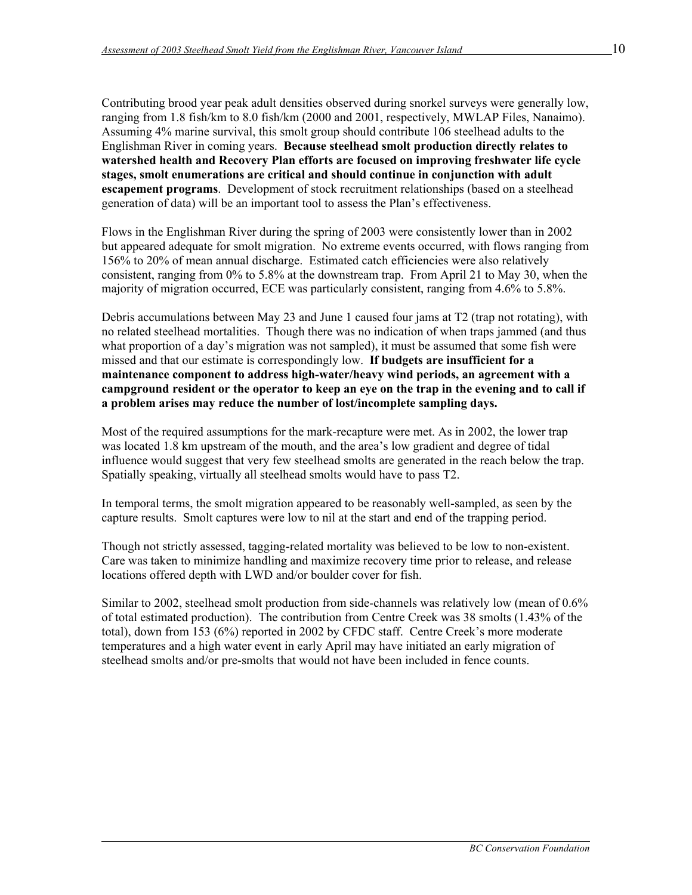Contributing brood year peak adult densities observed during snorkel surveys were generally low, ranging from 1.8 fish/km to 8.0 fish/km (2000 and 2001, respectively, MWLAP Files, Nanaimo). Assuming 4% marine survival, this smolt group should contribute 106 steelhead adults to the Englishman River in coming years. **Because steelhead smolt production directly relates to watershed health and Recovery Plan efforts are focused on improving freshwater life cycle stages, smolt enumerations are critical and should continue in conjunction with adult escapement programs**. Development of stock recruitment relationships (based on a steelhead generation of data) will be an important tool to assess the Plan's effectiveness.

Flows in the Englishman River during the spring of 2003 were consistently lower than in 2002 but appeared adequate for smolt migration. No extreme events occurred, with flows ranging from 156% to 20% of mean annual discharge. Estimated catch efficiencies were also relatively consistent, ranging from 0% to 5.8% at the downstream trap. From April 21 to May 30, when the majority of migration occurred, ECE was particularly consistent, ranging from 4.6% to 5.8%.

Debris accumulations between May 23 and June 1 caused four jams at T2 (trap not rotating), with no related steelhead mortalities. Though there was no indication of when traps jammed (and thus what proportion of a day's migration was not sampled), it must be assumed that some fish were missed and that our estimate is correspondingly low. **If budgets are insufficient for a maintenance component to address high-water/heavy wind periods, an agreement with a campground resident or the operator to keep an eye on the trap in the evening and to call if a problem arises may reduce the number of lost/incomplete sampling days.**

Most of the required assumptions for the mark-recapture were met. As in 2002, the lower trap was located 1.8 km upstream of the mouth, and the area's low gradient and degree of tidal influence would suggest that very few steelhead smolts are generated in the reach below the trap. Spatially speaking, virtually all steelhead smolts would have to pass T2.

In temporal terms, the smolt migration appeared to be reasonably well-sampled, as seen by the capture results. Smolt captures were low to nil at the start and end of the trapping period.

Though not strictly assessed, tagging-related mortality was believed to be low to non-existent. Care was taken to minimize handling and maximize recovery time prior to release, and release locations offered depth with LWD and/or boulder cover for fish.

Similar to 2002, steelhead smolt production from side-channels was relatively low (mean of 0.6% of total estimated production). The contribution from Centre Creek was 38 smolts (1.43% of the total), down from 153 (6%) reported in 2002 by CFDC staff. Centre Creek's more moderate temperatures and a high water event in early April may have initiated an early migration of steelhead smolts and/or pre-smolts that would not have been included in fence counts.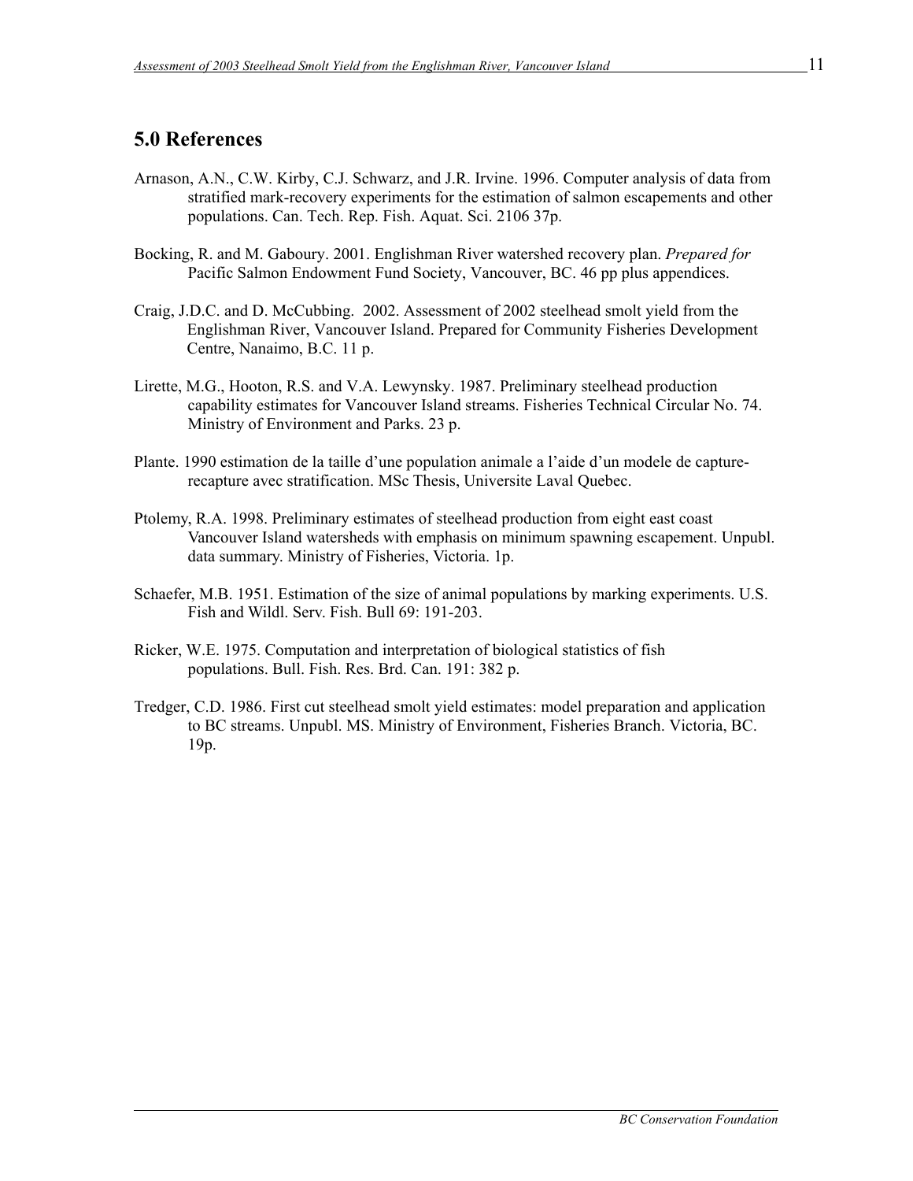## 5.0 References

Arnason, A.N., C.W. Kirby, C.J. Schwarz, and J.R. Irvine. 1996. Computer analysis of data from stratified mark-recovery experiments for the estimation of salmon escapements and other populations. Can. Tech. Rep. Fish. Aquat. Sci. 2106 37p.

Bocking, R. and M. Gaboury. 2001. Englishman River watershed recovery plan. *Prepared for* Pacific Salmon Endowment Fund Society, Vancouver, BC. 46 pp plus appendices.

Craig, J.D.C. and D. McCubbing. 2002. Assessment of 2002 steelhead smolt yield from the Englishman River, Vancouver Island. Prepared for Community Fisheries Development Centre, Nanaimo, B.C. 11 p.

Lirette, M.G., Hooton, R.S. and V.A. Lewynsky. 1987. Preliminary steelhead production capability estimates for Vancouver Island streams. Fisheries Technical Circular No. 74. Ministry of Environment and Parks. 23 p.

Plante. 1990 estimation de la taille d'une population animale a l'aide d'un modele de capture-recapture avec stratification. MSc Thesis, Universite Laval Quebec.

Ptolemy, R.A. 1998. Preliminary estimates of steelhead production from eight east coast Vancouver Island watersheds with emphasis on minimum spawning escapement. Unpubl. data summary. Ministry of Fisheries, Victoria. 1p.

Schaefer, M.B. 1951. Estimation of the size of animal populations by marking experiments. U.S. Fish and Wildl. Serv. Fish. Bull 69: 191-203.

Ricker, W.E. 1975. Computation and interpretation of biological statistics of fish populations. Bull. Fish. Res. Brd. Can. 191: 382 p.

Tredger, C.D. 1986. First cut steelhead smolt yield estimates: model preparation and application to BC streams. Unpubl. MS. Ministry of Environment, Fisheries Branch. Victoria, BC. 19p.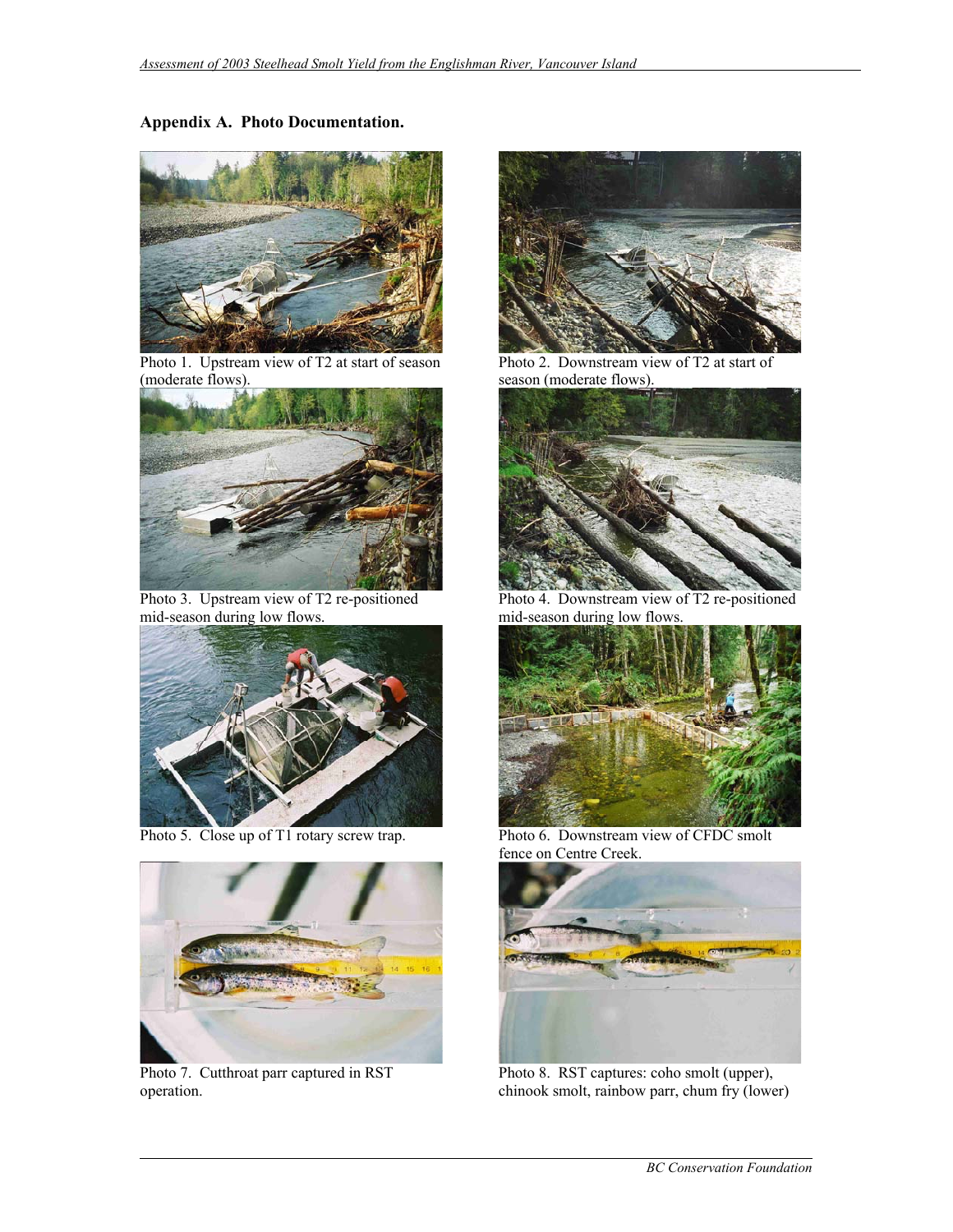## Appendix A. Photo Documentation.

Photo 1. Upstream view of T2 at start of season (moderate flows).

Photo 2. Downstream view of T2 at start of season (moderate flows).

Photo 3. Upstream view of T2 re-positioned mid-season during low flows.

Photo 4. Downstream view of T2 re-positioned mid-season during low flows.

Photo 5. Close up of T1 rotary screw trap.

Photo 6. Downstream view of CFDC smolt fence on Centre Creek.

Photo 7. Cutthroat parr captured in RST operation.

Photo 8. RST captures: coho smolt (upper), chinook smolt, rainbow parr, chum fry (lower)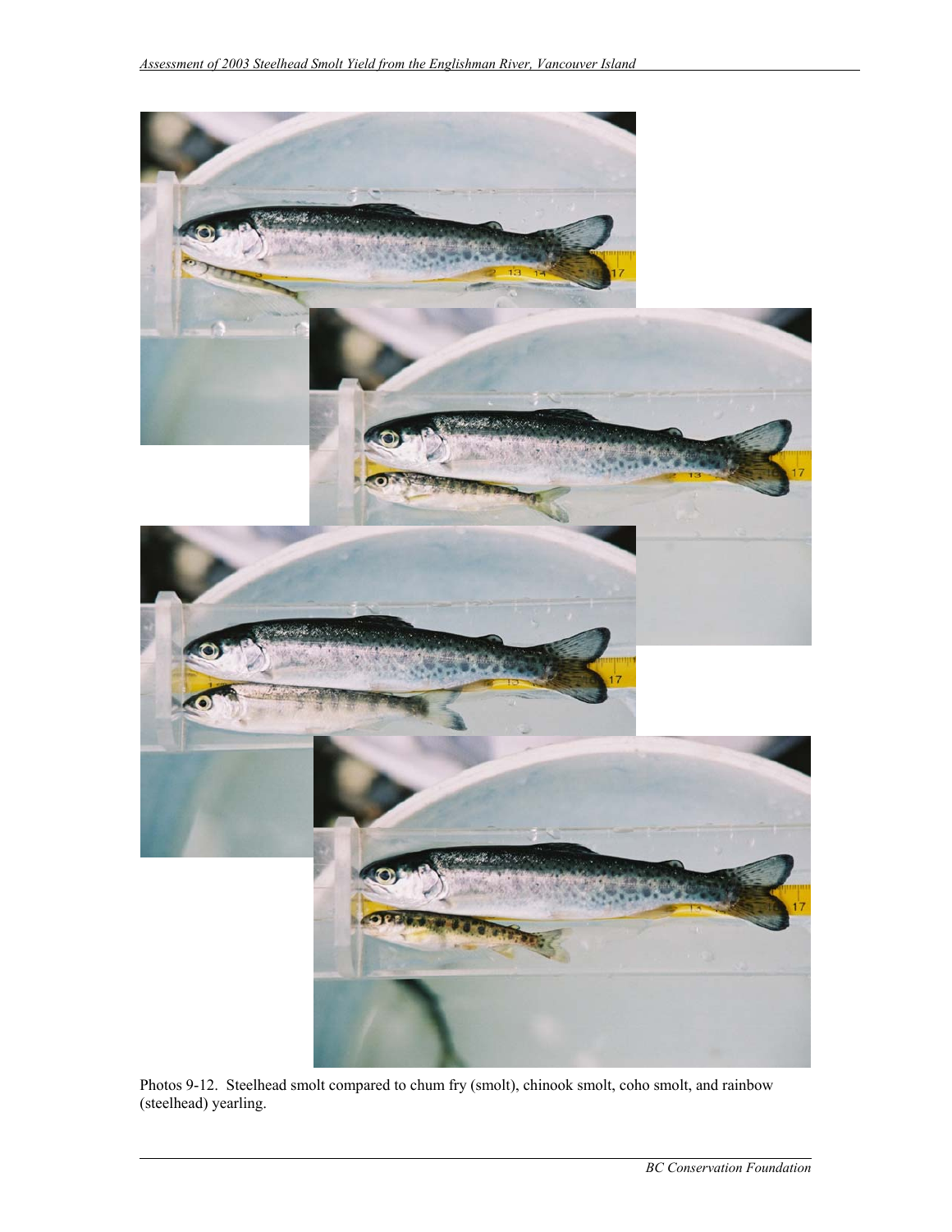Photos 9-12. Steelhead smolt compared to chum fry (smolt), chinook smolt, coho smolt, and rainbow (steelhead) yearling.